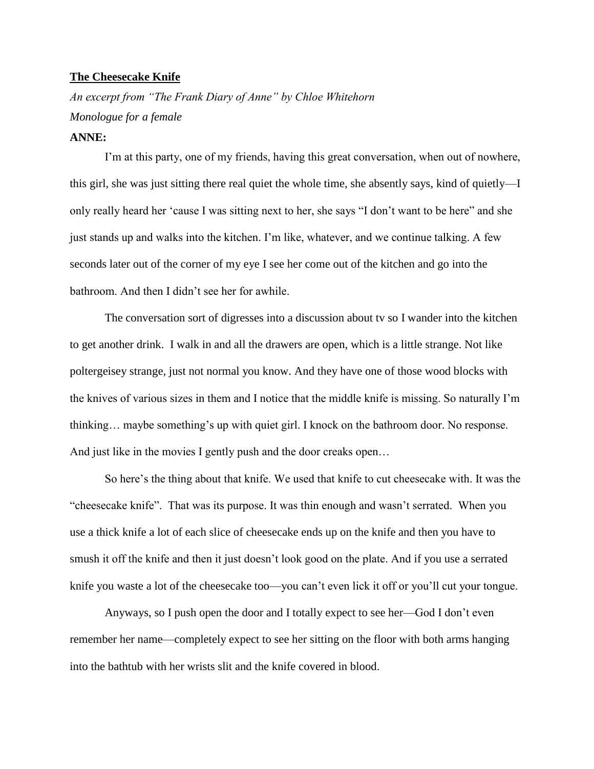**The Cheesecake Knife**

*An excerpt from "The Frank Diary of Anne" by Chloe Whitehorn*

*Monologue for a female*

**ANNE:**

I'm at this party, one of my friends, having this great conversation, when out of nowhere, this girl, she was just sitting there real quiet the whole time, she absently says, kind of quietly—I only really heard her 'cause I was sitting next to her, she says "I don't want to be here" and she just stands up and walks into the kitchen. I'm like, whatever, and we continue talking. A few seconds later out of the corner of my eye I see her come out of the kitchen and go into the bathroom. And then I didn't see her for awhile.

The conversation sort of digresses into a discussion about tv so I wander into the kitchen to get another drink. I walk in and all the drawers are open, which is a little strange. Not like poltergeisey strange, just not normal you know. And they have one of those wood blocks with the knives of various sizes in them and I notice that the middle knife is missing. So naturally I'm thinking… maybe something's up with quiet girl. I knock on the bathroom door. No response. And just like in the movies I gently push and the door creaks open…

So here's the thing about that knife. We used that knife to cut cheesecake with. It was the "cheesecake knife". That was its purpose. It was thin enough and wasn't serrated. When you use a thick knife a lot of each slice of cheesecake ends up on the knife and then you have to smush it off the knife and then it just doesn't look good on the plate. And if you use a serrated knife you waste a lot of the cheesecake too—you can't even lick it off or you'll cut your tongue.

Anyways, so I push open the door and I totally expect to see her—God I don't even remember her name—completely expect to see her sitting on the floor with both arms hanging into the bathtub with her wrists slit and the knife covered in blood.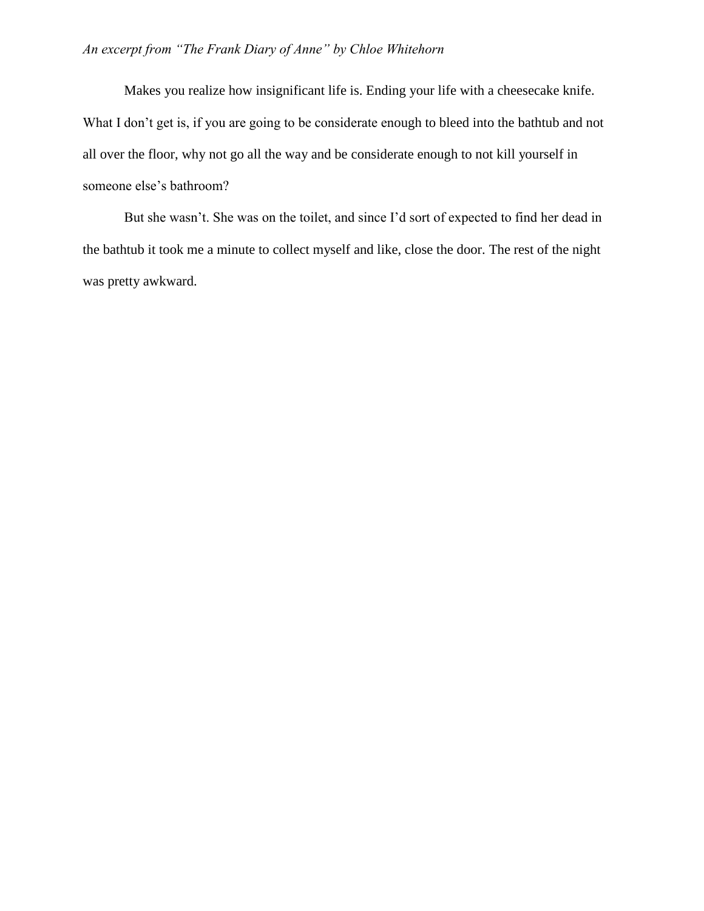*An excerpt from "The Frank Diary of Anne" by Chloe Whitehorn*

Makes you realize how insignificant life is. Ending your life with a cheesecake knife. What I don't get is, if you are going to be considerate enough to bleed into the bathtub and not all over the floor, why not go all the way and be considerate enough to not kill yourself in someone else's bathroom?

But she wasn't. She was on the toilet, and since I'd sort of expected to find her dead in the bathtub it took me a minute to collect myself and like, close the door. The rest of the night was pretty awkward.